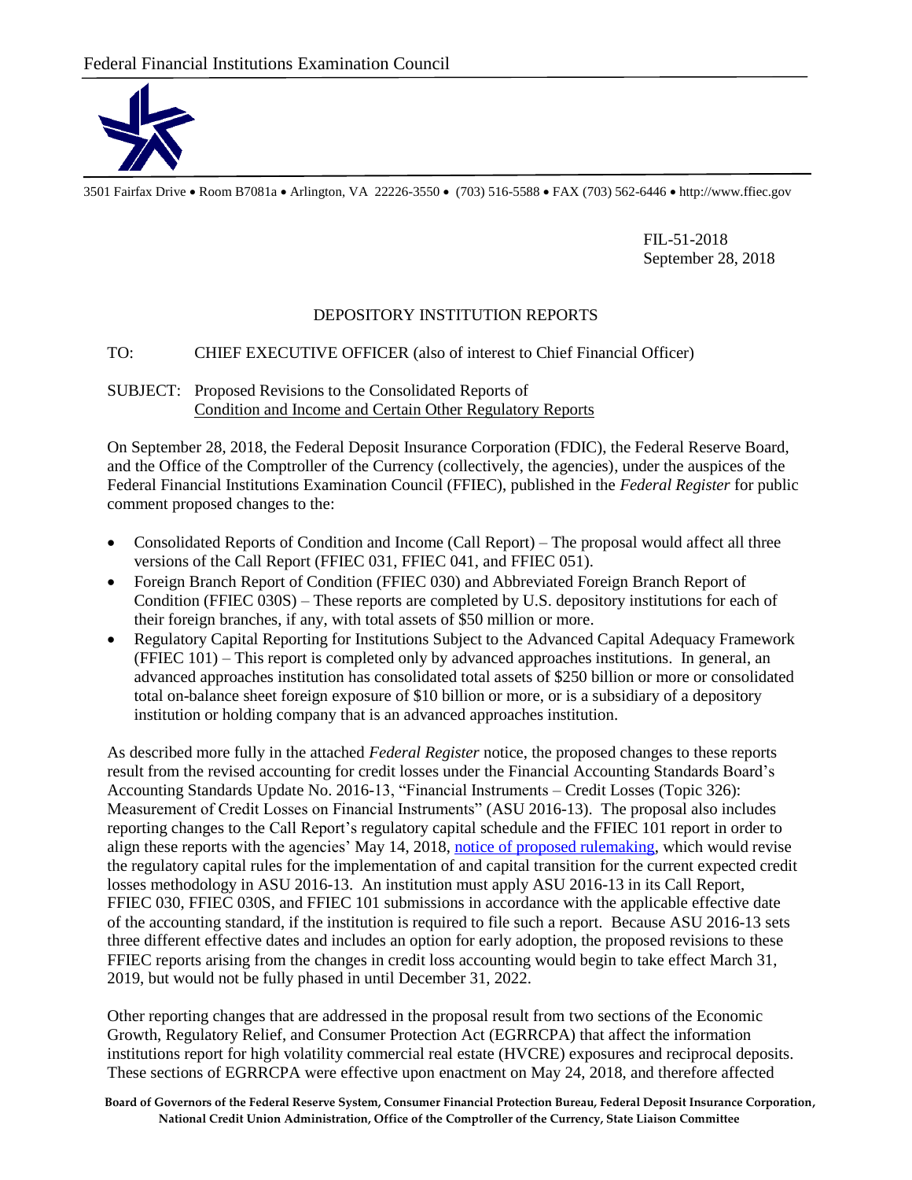Federal Financial Institutions Examination Council

3501 Fairfax Drive • Room B7081a • Arlington, VA 22226-3550 • (703) 516-5588 • FAX (703) 562-6446 • http://www.ffiec.gov

FIL-51-2018
September 28, 2018

DEPOSITORY INSTITUTION REPORTS

TO: CHIEF EXECUTIVE OFFICER (also of interest to Chief Financial Officer)

SUBJECT: Proposed Revisions to the Consolidated Reports of Condition and Income and Certain Other Regulatory Reports

On September 28, 2018, the Federal Deposit Insurance Corporation (FDIC), the Federal Reserve Board, and the Office of the Comptroller of the Currency (collectively, the agencies), under the auspices of the Federal Financial Institutions Examination Council (FFIEC), published in the *Federal Register* for public comment proposed changes to the:

- Consolidated Reports of Condition and Income (Call Report) – The proposal would affect all three versions of the Call Report (FFIEC 031, FFIEC 041, and FFIEC 051).
- Foreign Branch Report of Condition (FFIEC 030) and Abbreviated Foreign Branch Report of Condition (FFIEC 030S) – These reports are completed by U.S. depository institutions for each of their foreign branches, if any, with total assets of $50 million or more.
- Regulatory Capital Reporting for Institutions Subject to the Advanced Capital Adequacy Framework (FFIEC 101) – This report is completed only by advanced approaches institutions. In general, an advanced approaches institution has consolidated total assets of $250 billion or more or consolidated total on-balance sheet foreign exposure of $10 billion or more, or is a subsidiary of a depository institution or holding company that is an advanced approaches institution.

As described more fully in the attached *Federal Register* notice, the proposed changes to these reports result from the revised accounting for credit losses under the Financial Accounting Standards Board's Accounting Standards Update No. 2016-13, "Financial Instruments – Credit Losses (Topic 326): Measurement of Credit Losses on Financial Instruments" (ASU 2016-13). The proposal also includes reporting changes to the Call Report's regulatory capital schedule and the FFIEC 101 report in order to align these reports with the agencies' May 14, 2018, notice of proposed rulemaking, which would revise the regulatory capital rules for the implementation of and capital transition for the current expected credit losses methodology in ASU 2016-13. An institution must apply ASU 2016-13 in its Call Report, FFIEC 030, FFIEC 030S, and FFIEC 101 submissions in accordance with the applicable effective date of the accounting standard, if the institution is required to file such a report. Because ASU 2016-13 sets three different effective dates and includes an option for early adoption, the proposed revisions to these FFIEC reports arising from the changes in credit loss accounting would begin to take effect March 31, 2019, but would not be fully phased in until December 31, 2022.

Other reporting changes that are addressed in the proposal result from two sections of the Economic Growth, Regulatory Relief, and Consumer Protection Act (EGRRCPA) that affect the information institutions report for high volatility commercial real estate (HVCRE) exposures and reciprocal deposits. These sections of EGRRCPA were effective upon enactment on May 24, 2018, and therefore affected

**Board of Governors of the Federal Reserve System, Consumer Financial Protection Bureau, Federal Deposit Insurance Corporation, National Credit Union Administration, Office of the Comptroller of the Currency, State Liaison Committee**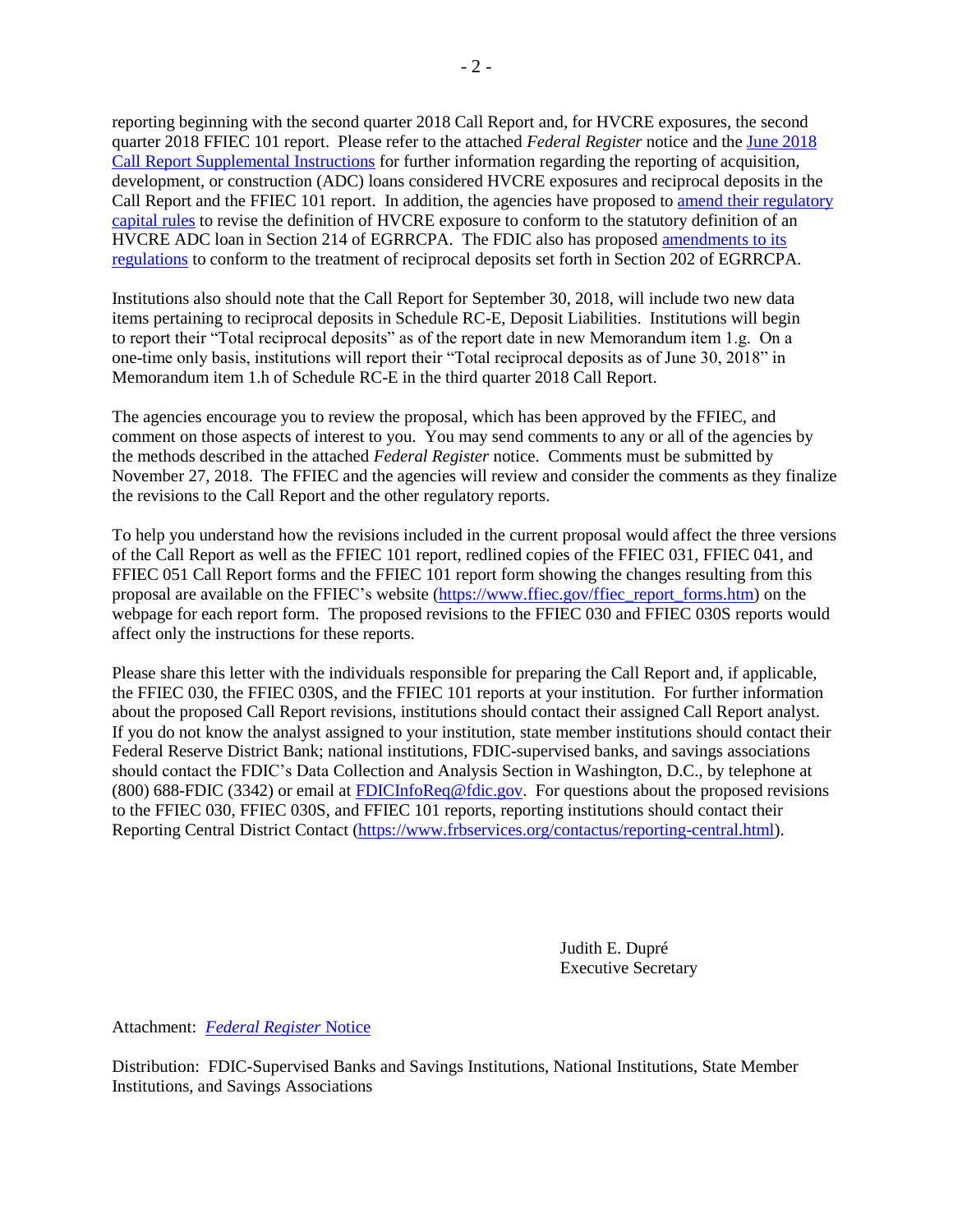reporting beginning with the second quarter 2018 Call Report and, for HVCRE exposures, the second quarter 2018 FFIEC 101 report. Please refer to the attached *Federal Register* notice and the June 2018 Call Report Supplemental Instructions for further information regarding the reporting of acquisition, development, or construction (ADC) loans considered HVCRE exposures and reciprocal deposits in the Call Report and the FFIEC 101 report. In addition, the agencies have proposed to amend their regulatory capital rules to revise the definition of HVCRE exposure to conform to the statutory definition of an HVCRE ADC loan in Section 214 of EGRRCPA. The FDIC also has proposed amendments to its regulations to conform to the treatment of reciprocal deposits set forth in Section 202 of EGRRCPA.

Institutions also should note that the Call Report for September 30, 2018, will include two new data items pertaining to reciprocal deposits in Schedule RC-E, Deposit Liabilities. Institutions will begin to report their "Total reciprocal deposits" as of the report date in new Memorandum item 1.g. On a one-time only basis, institutions will report their "Total reciprocal deposits as of June 30, 2018" in Memorandum item 1.h of Schedule RC-E in the third quarter 2018 Call Report.

The agencies encourage you to review the proposal, which has been approved by the FFIEC, and comment on those aspects of interest to you. You may send comments to any or all of the agencies by the methods described in the attached *Federal Register* notice. Comments must be submitted by November 27, 2018. The FFIEC and the agencies will review and consider the comments as they finalize the revisions to the Call Report and the other regulatory reports.

To help you understand how the revisions included in the current proposal would affect the three versions of the Call Report as well as the FFIEC 101 report, redlined copies of the FFIEC 031, FFIEC 041, and FFIEC 051 Call Report forms and the FFIEC 101 report form showing the changes resulting from this proposal are available on the FFIEC's website (https://www.ffiec.gov/ffiec_report_forms.htm) on the webpage for each report form. The proposed revisions to the FFIEC 030 and FFIEC 030S reports would affect only the instructions for these reports.

Please share this letter with the individuals responsible for preparing the Call Report and, if applicable, the FFIEC 030, the FFIEC 030S, and the FFIEC 101 reports at your institution. For further information about the proposed Call Report revisions, institutions should contact their assigned Call Report analyst. If you do not know the analyst assigned to your institution, state member institutions should contact their Federal Reserve District Bank; national institutions, FDIC-supervised banks, and savings associations should contact the FDIC's Data Collection and Analysis Section in Washington, D.C., by telephone at (800) 688-FDIC (3342) or email at FDICInfoReq@fdic.gov. For questions about the proposed revisions to the FFIEC 030, FFIEC 030S, and FFIEC 101 reports, reporting institutions should contact their Reporting Central District Contact (https://www.frbservices.org/contactus/reporting-central.html).

Judith E. Dupré
Executive Secretary

Attachment: *Federal Register* Notice

Distribution: FDIC-Supervised Banks and Savings Institutions, National Institutions, State Member Institutions, and Savings Associations